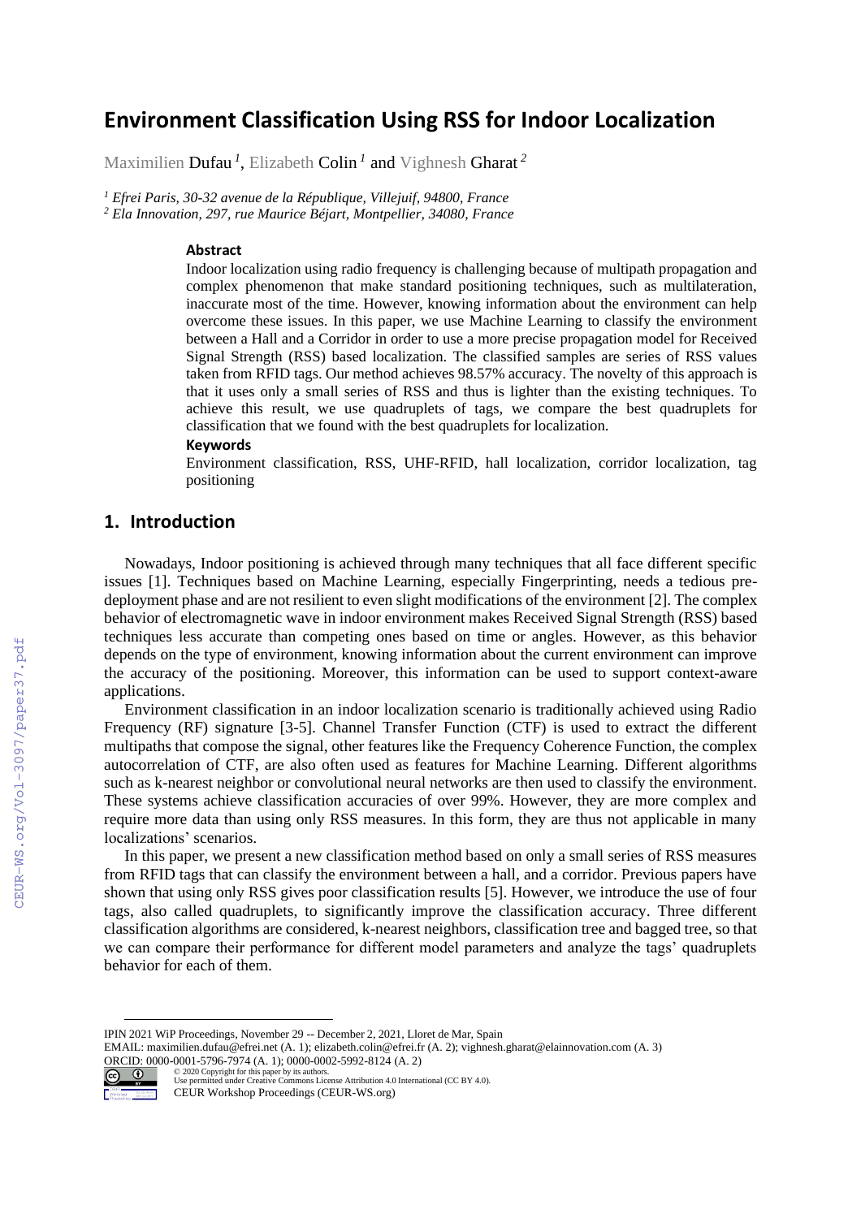# Environment Classification Using RSS for Indoor Localization

Maximilien Dufau [1], Elizabeth Colin [1] and Vighnesh Gharat [2]

[1] *Efrei Paris, 30-32 avenue de la République, Villejuif, 94800, France*
[2] *Ela Innovation, 297, rue Maurice Béjart, Montpellier, 34080, France*

### Abstract

Indoor localization using radio frequency is challenging because of multipath propagation and complex phenomenon that make standard positioning techniques, such as multilateration, inaccurate most of the time. However, knowing information about the environment can help overcome these issues. In this paper, we use Machine Learning to classify the environment between a Hall and a Corridor in order to use a more precise propagation model for Received Signal Strength (RSS) based localization. The classified samples are series of RSS values taken from RFID tags. Our method achieves 98.57% accuracy. The novelty of this approach is that it uses only a small series of RSS and thus is lighter than the existing techniques. To achieve this result, we use quadruplets of tags, we compare the best quadruplets for classification that we found with the best quadruplets for localization.

### Keywords

Environment classification, RSS, UHF-RFID, hall localization, corridor localization, tag positioning

## 1. Introduction

Nowadays, Indoor positioning is achieved through many techniques that all face different specific issues [1]. Techniques based on Machine Learning, especially Fingerprinting, needs a tedious pre-deployment phase and are not resilient to even slight modifications of the environment [2]. The complex behavior of electromagnetic wave in indoor environment makes Received Signal Strength (RSS) based techniques less accurate than competing ones based on time or angles. However, as this behavior depends on the type of environment, knowing information about the current environment can improve the accuracy of the positioning. Moreover, this information can be used to support context-aware applications.

Environment classification in an indoor localization scenario is traditionally achieved using Radio Frequency (RF) signature [3-5]. Channel Transfer Function (CTF) is used to extract the different multipaths that compose the signal, other features like the Frequency Coherence Function, the complex autocorrelation of CTF, are also often used as features for Machine Learning. Different algorithms such as k-nearest neighbor or convolutional neural networks are then used to classify the environment. These systems achieve classification accuracies of over 99%. However, they are more complex and require more data than using only RSS measures. In this form, they are thus not applicable in many localizations' scenarios.

In this paper, we present a new classification method based on only a small series of RSS measures from RFID tags that can classify the environment between a hall, and a corridor. Previous papers have shown that using only RSS gives poor classification results [5]. However, we introduce the use of four tags, also called quadruplets, to significantly improve the classification accuracy. Three different classification algorithms are considered, k-nearest neighbors, classification tree and bagged tree, so that we can compare their performance for different model parameters and analyze the tags' quadruplets behavior for each of them.

IPIN 2021 WiP Proceedings, November 29 -- December 2, 2021, Lloret de Mar, Spain
EMAIL: maximilien.dufau@efrei.net (A. 1); elizabeth.colin@efrei.fr (A. 2); vighnesh.gharat@elainnovation.com (A. 3)
ORCID: 0000-0001-5796-7974 (A. 1); 0000-0002-5992-8124 (A. 2)
© 2020 Copyright for this paper by its authors.
Use permitted under Creative Commons License Attribution 4.0 International (CC BY 4.0).
CEUR Workshop Proceedings (CEUR-WS.org)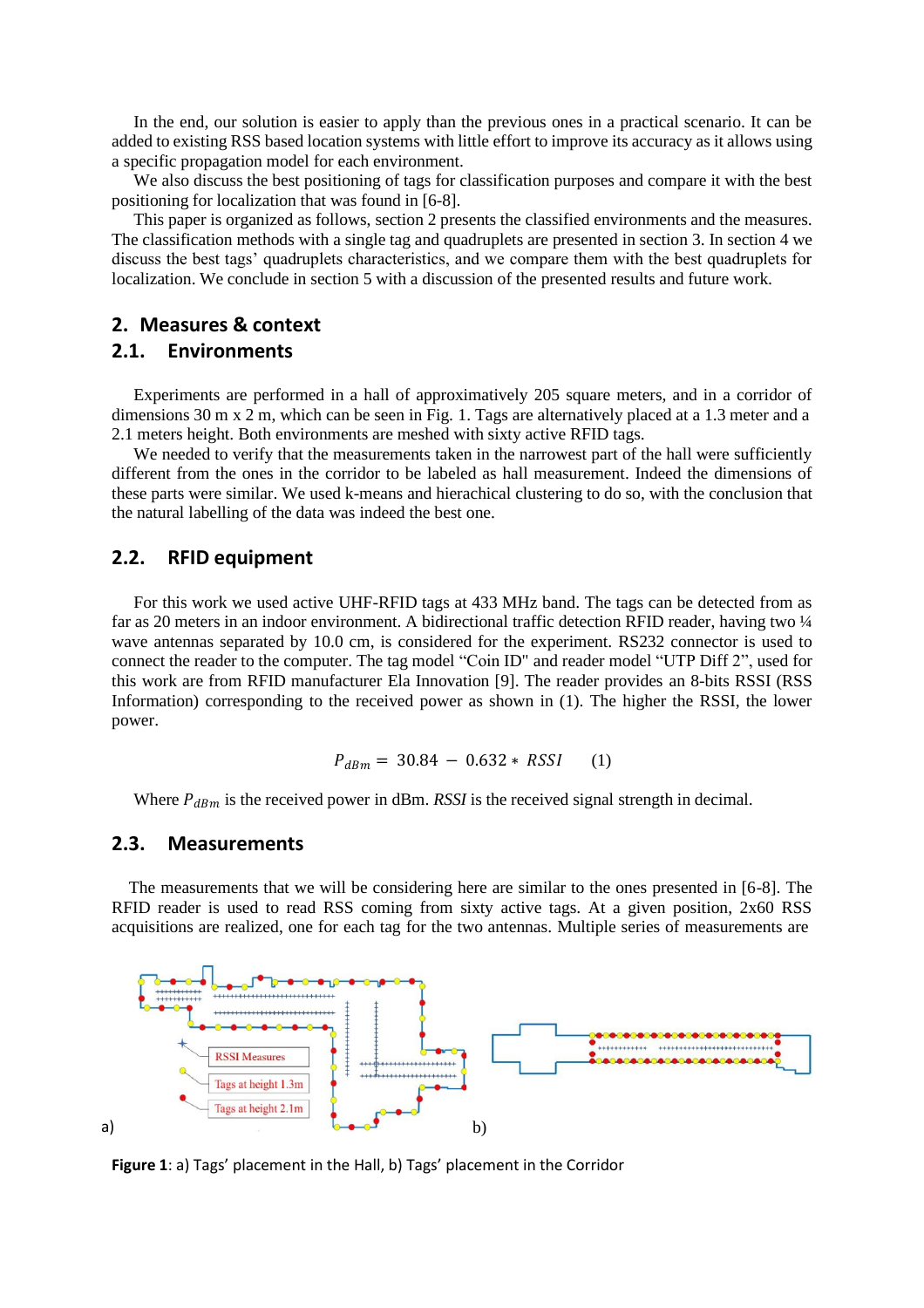In the end, our solution is easier to apply than the previous ones in a practical scenario. It can be added to existing RSS based location systems with little effort to improve its accuracy as it allows using a specific propagation model for each environment.

We also discuss the best positioning of tags for classification purposes and compare it with the best positioning for localization that was found in [6-8].

This paper is organized as follows, section 2 presents the classified environments and the measures. The classification methods with a single tag and quadruplets are presented in section 3. In section 4 we discuss the best tags' quadruplets characteristics, and we compare them with the best quadruplets for localization. We conclude in section 5 with a discussion of the presented results and future work.

## 2. Measures & context

### 2.1. Environments

Experiments are performed in a hall of approximatively 205 square meters, and in a corridor of dimensions 30 m x 2 m, which can be seen in Fig. 1. Tags are alternatively placed at a 1.3 meter and a 2.1 meters height. Both environments are meshed with sixty active RFID tags.

We needed to verify that the measurements taken in the narrowest part of the hall were sufficiently different from the ones in the corridor to be labeled as hall measurement. Indeed the dimensions of these parts were similar. We used k-means and hierachical clustering to do so, with the conclusion that the natural labelling of the data was indeed the best one.

### 2.2. RFID equipment

For this work we used active UHF-RFID tags at 433 MHz band. The tags can be detected from as far as 20 meters in an indoor environment. A bidirectional traffic detection RFID reader, having two ¼ wave antennas separated by 10.0 cm, is considered for the experiment. RS232 connector is used to connect the reader to the computer. The tag model "Coin ID" and reader model "UTP Diff 2", used for this work are from RFID manufacturer Ela Innovation [9]. The reader provides an 8-bits RSSI (RSS Information) corresponding to the received power as shown in (1). The higher the RSSI, the lower power.

$$P_{dBm} = 30.84 - 0.632 * RSSI \qquad (1)$$

Where $P_{dBm}$ is the received power in dBm. *RSSI* is the received signal strength in decimal.

### 2.3. Measurements

The measurements that we will be considering here are similar to the ones presented in [6-8]. The RFID reader is used to read RSS coming from sixty active tags. At a given position, 2x60 RSS acquisitions are realized, one for each tag for the two antennas. Multiple series of measurements are

a) b)

**Figure 1**: a) Tags' placement in the Hall, b) Tags' placement in the Corridor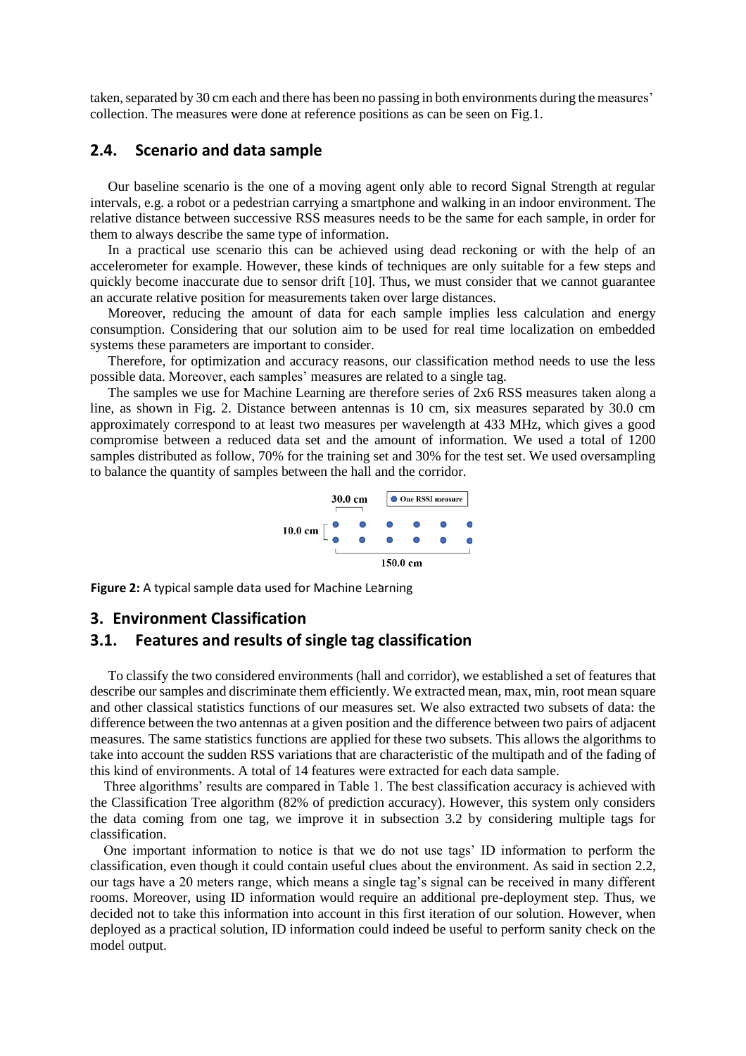taken, separated by 30 cm each and there has been no passing in both environments during the measures' collection. The measures were done at reference positions as can be seen on Fig.1.

## 2.4. Scenario and data sample

Our baseline scenario is the one of a moving agent only able to record Signal Strength at regular intervals, e.g. a robot or a pedestrian carrying a smartphone and walking in an indoor environment. The relative distance between successive RSS measures needs to be the same for each sample, in order for them to always describe the same type of information.

In a practical use scenario this can be achieved using dead reckoning or with the help of an accelerometer for example. However, these kinds of techniques are only suitable for a few steps and quickly become inaccurate due to sensor drift [10]. Thus, we must consider that we cannot guarantee an accurate relative position for measurements taken over large distances.

Moreover, reducing the amount of data for each sample implies less calculation and energy consumption. Considering that our solution aim to be used for real time localization on embedded systems these parameters are important to consider.

Therefore, for optimization and accuracy reasons, our classification method needs to use the less possible data. Moreover, each samples' measures are related to a single tag.

The samples we use for Machine Learning are therefore series of 2x6 RSS measures taken along a line, as shown in Fig. 2. Distance between antennas is 10 cm, six measures separated by 30.0 cm approximately correspond to at least two measures per wavelength at 433 MHz, which gives a good compromise between a reduced data set and the amount of information. We used a total of 1200 samples distributed as follow, 70% for the training set and 30% for the test set. We used oversampling to balance the quantity of samples between the hall and the corridor.

30.0 cm | One RSSI measure | 10.0 cm | 150.0 cm

**Figure 2:** A typical sample data used for Machine Learning

# 3. Environment Classification

## 3.1. Features and results of single tag classification

To classify the two considered environments (hall and corridor), we established a set of features that describe our samples and discriminate them efficiently. We extracted mean, max, min, root mean square and other classical statistics functions of our measures set. We also extracted two subsets of data: the difference between the two antennas at a given position and the difference between two pairs of adjacent measures. The same statistics functions are applied for these two subsets. This allows the algorithms to take into account the sudden RSS variations that are characteristic of the multipath and of the fading of this kind of environments. A total of 14 features were extracted for each data sample.

Three algorithms' results are compared in Table 1. The best classification accuracy is achieved with the Classification Tree algorithm (82% of prediction accuracy). However, this system only considers the data coming from one tag, we improve it in subsection 3.2 by considering multiple tags for classification.

One important information to notice is that we do not use tags' ID information to perform the classification, even though it could contain useful clues about the environment. As said in section 2.2, our tags have a 20 meters range, which means a single tag's signal can be received in many different rooms. Moreover, using ID information would require an additional pre-deployment step. Thus, we decided not to take this information into account in this first iteration of our solution. However, when deployed as a practical solution, ID information could indeed be useful to perform sanity check on the model output.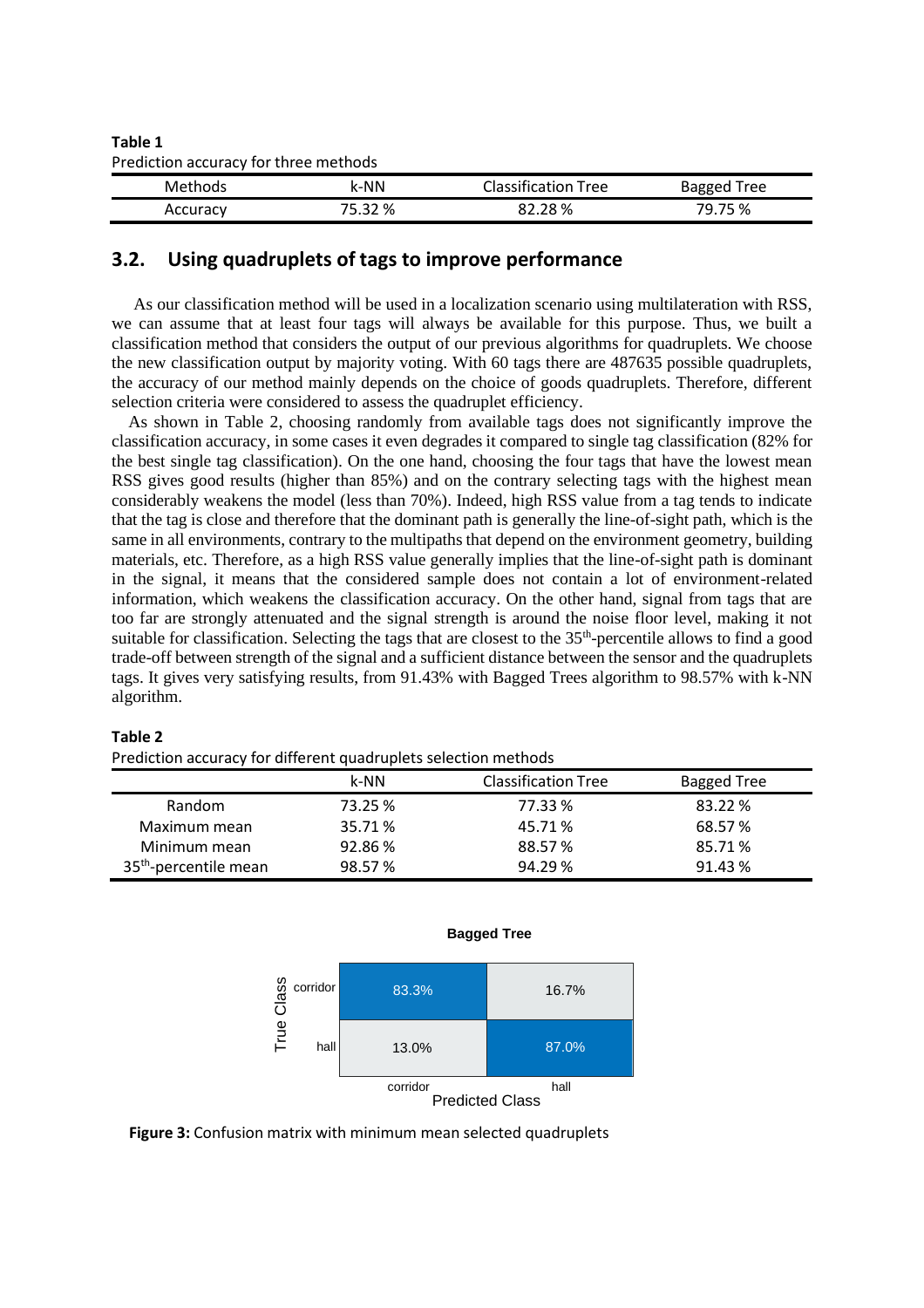**Table 1**
Prediction accuracy for three methods

| Methods | k-NN | Classification Tree | Bagged Tree |
|---|---|---|---|
| Accuracy | 75.32 % | 82.28 % | 79.75 % |

## 3.2. Using quadruplets of tags to improve performance

As our classification method will be used in a localization scenario using multilateration with RSS, we can assume that at least four tags will always be available for this purpose. Thus, we built a classification method that considers the output of our previous algorithms for quadruplets. We choose the new classification output by majority voting. With 60 tags there are 487635 possible quadruplets, the accuracy of our method mainly depends on the choice of goods quadruplets. Therefore, different selection criteria were considered to assess the quadruplet efficiency.

As shown in Table 2, choosing randomly from available tags does not significantly improve the classification accuracy, in some cases it even degrades it compared to single tag classification (82% for the best single tag classification). On the one hand, choosing the four tags that have the lowest mean RSS gives good results (higher than 85%) and on the contrary selecting tags with the highest mean considerably weakens the model (less than 70%). Indeed, high RSS value from a tag tends to indicate that the tag is close and therefore that the dominant path is generally the line-of-sight path, which is the same in all environments, contrary to the multipaths that depend on the environment geometry, building materials, etc. Therefore, as a high RSS value generally implies that the line-of-sight path is dominant in the signal, it means that the considered sample does not contain a lot of environment-related information, which weakens the classification accuracy. On the other hand, signal from tags that are too far are strongly attenuated and the signal strength is around the noise floor level, making it not suitable for classification. Selecting the tags that are closest to the 35$^{th}$-percentile allows to find a good trade-off between strength of the signal and a sufficient distance between the sensor and the quadruplets tags. It gives very satisfying results, from 91.43% with Bagged Trees algorithm to 98.57% with k-NN algorithm.

**Table 2**
Prediction accuracy for different quadruplets selection methods

| | k-NN | Classification Tree | Bagged Tree |
|---|---|---|---|
| Random | 73.25 % | 77.33 % | 83.22 % |
| Maximum mean | 35.71 % | 45.71 % | 68.57 % |
| Minimum mean | 92.86 % | 88.57 % | 85.71 % |
| 35$^{th}$-percentile mean | 98.57 % | 94.29 % | 91.43 % |

**Bagged Tree**

| True Class \ Predicted Class | corridor | hall |
|---|---|---|
| corridor | 83.3% | 16.7% |
| hall | 13.0% | 87.0% |

**Figure 3:** Confusion matrix with minimum mean selected quadruplets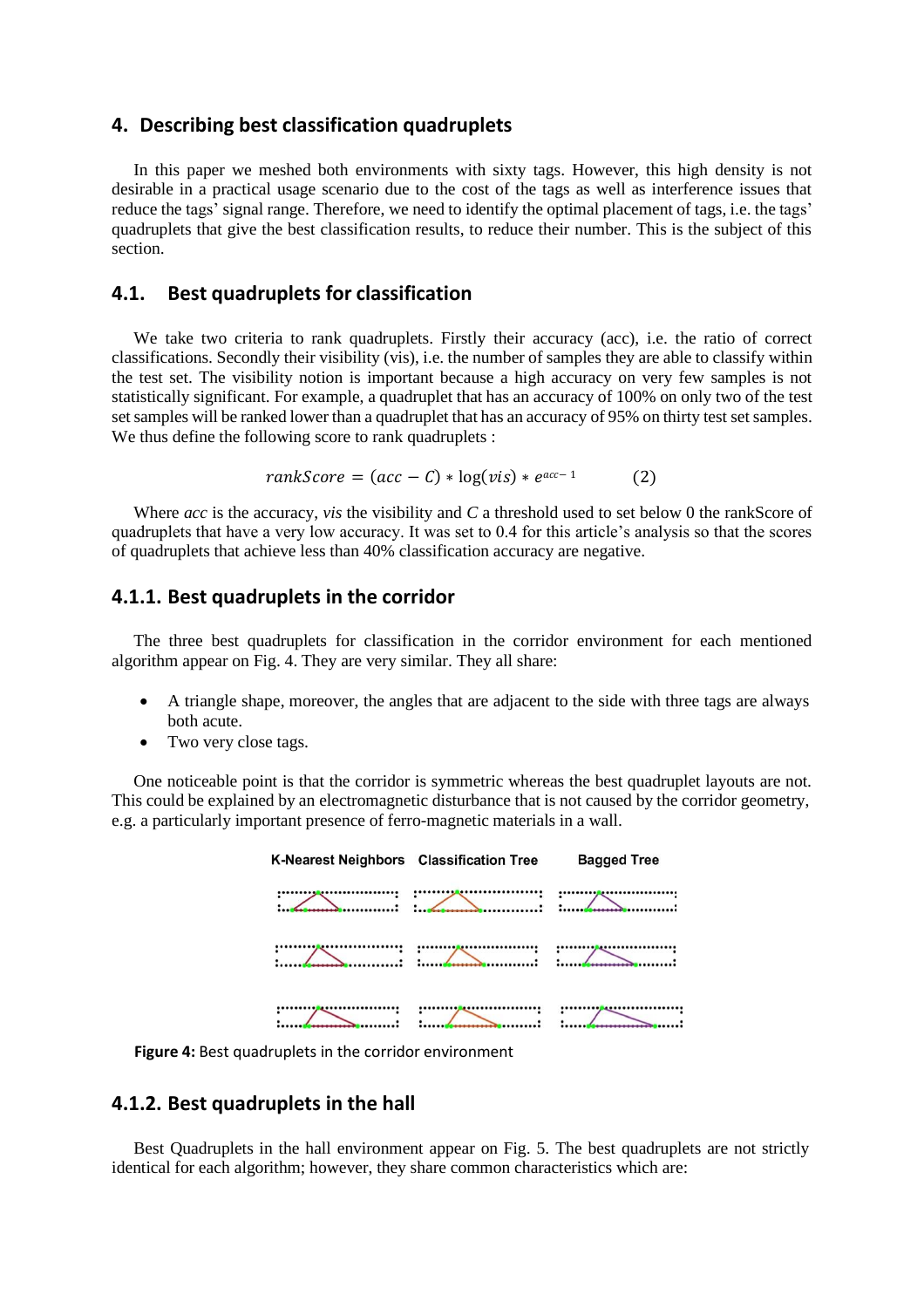## 4. Describing best classification quadruplets

In this paper we meshed both environments with sixty tags. However, this high density is not desirable in a practical usage scenario due to the cost of the tags as well as interference issues that reduce the tags' signal range. Therefore, we need to identify the optimal placement of tags, i.e. the tags' quadruplets that give the best classification results, to reduce their number. This is the subject of this section.

### 4.1. Best quadruplets for classification

We take two criteria to rank quadruplets. Firstly their accuracy (acc), i.e. the ratio of correct classifications. Secondly their visibility (vis), i.e. the number of samples they are able to classify within the test set. The visibility notion is important because a high accuracy on very few samples is not statistically significant. For example, a quadruplet that has an accuracy of 100% on only two of the test set samples will be ranked lower than a quadruplet that has an accuracy of 95% on thirty test set samples. We thus define the following score to rank quadruplets :

$$rankScore = (acc - C) * \log(vis) * e^{acc-1} \qquad (2)$$

Where *acc* is the accuracy, *vis* the visibility and *C* a threshold used to set below 0 the rankScore of quadruplets that have a very low accuracy. It was set to 0.4 for this article's analysis so that the scores of quadruplets that achieve less than 40% classification accuracy are negative.

#### 4.1.1. Best quadruplets in the corridor

The three best quadruplets for classification in the corridor environment for each mentioned algorithm appear on Fig. 4. They are very similar. They all share:

- A triangle shape, moreover, the angles that are adjacent to the side with three tags are always both acute.
- Two very close tags.

One noticeable point is that the corridor is symmetric whereas the best quadruplet layouts are not. This could be explained by an electromagnetic disturbance that is not caused by the corridor geometry, e.g. a particularly important presence of ferro-magnetic materials in a wall.

K-Nearest Neighbors | Classification Tree | Bagged Tree

**Figure 4:** Best quadruplets in the corridor environment

#### 4.1.2. Best quadruplets in the hall

Best Quadruplets in the hall environment appear on Fig. 5. The best quadruplets are not strictly identical for each algorithm; however, they share common characteristics which are: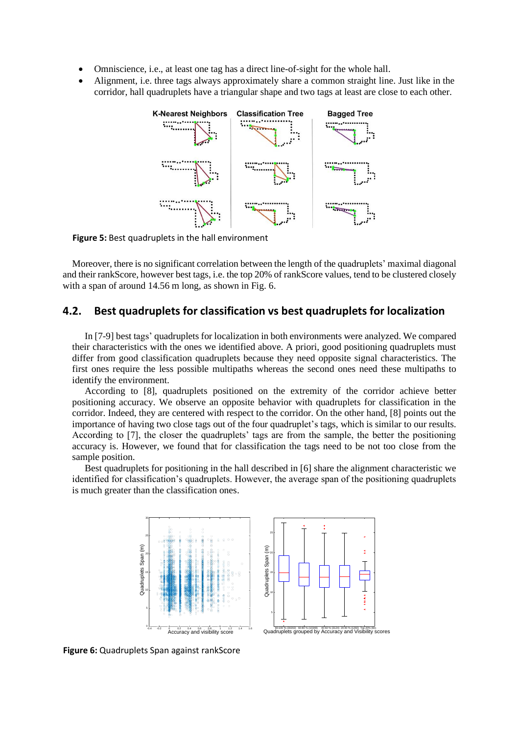- Omniscience, i.e., at least one tag has a direct line-of-sight for the whole hall.
- Alignment, i.e. three tags always approximately share a common straight line. Just like in the corridor, hall quadruplets have a triangular shape and two tags at least are close to each other.

**Figure 5:** Best quadruplets in the hall environment

Moreover, there is no significant correlation between the length of the quadruplets' maximal diagonal and their rankScore, however best tags, i.e. the top 20% of rankScore values, tend to be clustered closely with a span of around 14.56 m long, as shown in Fig. 6.

## 4.2. Best quadruplets for classification vs best quadruplets for localization

In [7-9] best tags' quadruplets for localization in both environments were analyzed. We compared their characteristics with the ones we identified above. A priori, good positioning quadruplets must differ from good classification quadruplets because they need opposite signal characteristics. The first ones require the less possible multipaths whereas the second ones need these multipaths to identify the environment.

According to [8], quadruplets positioned on the extremity of the corridor achieve better positioning accuracy. We observe an opposite behavior with quadruplets for classification in the corridor. Indeed, they are centered with respect to the corridor. On the other hand, [8] points out the importance of having two close tags out of the four quadruplet's tags, which is similar to our results. According to [7], the closer the quadruplets' tags are from the sample, the better the positioning accuracy is. However, we found that for classification the tags need to be not too close from the sample position.

Best quadruplets for positioning in the hall described in [6] share the alignment characteristic we identified for classification's quadruplets. However, the average span of the positioning quadruplets is much greater than the classification ones.

**Figure 6:** Quadruplets Span against rankScore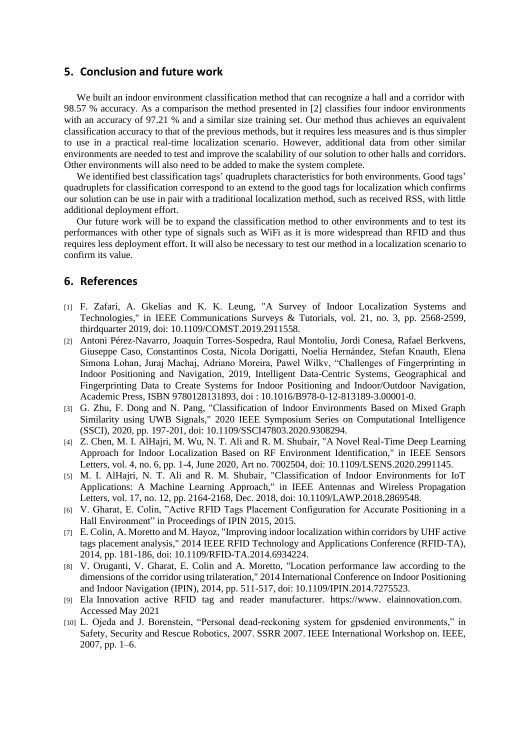## 5. Conclusion and future work

We built an indoor environment classification method that can recognize a hall and a corridor with 98.57 % accuracy. As a comparison the method presented in [2] classifies four indoor environments with an accuracy of 97.21 % and a similar size training set. Our method thus achieves an equivalent classification accuracy to that of the previous methods, but it requires less measures and is thus simpler to use in a practical real-time localization scenario. However, additional data from other similar environments are needed to test and improve the scalability of our solution to other halls and corridors. Other environments will also need to be added to make the system complete.

We identified best classification tags' quadruplets characteristics for both environments. Good tags' quadruplets for classification correspond to an extend to the good tags for localization which confirms our solution can be use in pair with a traditional localization method, such as received RSS, with little additional deployment effort.

Our future work will be to expand the classification method to other environments and to test its performances with other type of signals such as WiFi as it is more widespread than RFID and thus requires less deployment effort. It will also be necessary to test our method in a localization scenario to confirm its value.

## 6. References

[1] F. Zafari, A. Gkelias and K. K. Leung, "A Survey of Indoor Localization Systems and Technologies," in IEEE Communications Surveys & Tutorials, vol. 21, no. 3, pp. 2568-2599, thirdquarter 2019, doi: 10.1109/COMST.2019.2911558.

[2] Antoni Pérez-Navarro, Joaquín Torres-Sospedra, Raul Montoliu, Jordi Conesa, Rafael Berkvens, Giuseppe Caso, Constantinos Costa, Nicola Dorigatti, Noelia Hernández, Stefan Knauth, Elena Simona Lohan, Juraj Machaj, Adriano Moreira, Pawel Wilkv, "Challenges of Fingerprinting in Indoor Positioning and Navigation, 2019, Intelligent Data-Centric Systems, Geographical and Fingerprinting Data to Create Systems for Indoor Positioning and Indoor/Outdoor Navigation, Academic Press, ISBN 9780128131893, doi : 10.1016/B978-0-12-813189-3.00001-0.

[3] G. Zhu, F. Dong and N. Pang, "Classification of Indoor Environments Based on Mixed Graph Similarity using UWB Signals," 2020 IEEE Symposium Series on Computational Intelligence (SSCI), 2020, pp. 197-201, doi: 10.1109/SSCI47803.2020.9308294.

[4] Z. Chen, M. I. AlHajri, M. Wu, N. T. Ali and R. M. Shubair, "A Novel Real-Time Deep Learning Approach for Indoor Localization Based on RF Environment Identification," in IEEE Sensors Letters, vol. 4, no. 6, pp. 1-4, June 2020, Art no. 7002504, doi: 10.1109/LSENS.2020.2991145.

[5] M. I. AlHajri, N. T. Ali and R. M. Shubair, "Classification of Indoor Environments for IoT Applications: A Machine Learning Approach," in IEEE Antennas and Wireless Propagation Letters, vol. 17, no. 12, pp. 2164-2168, Dec. 2018, doi: 10.1109/LAWP.2018.2869548.

[6] V. Gharat, E. Colin, "Active RFID Tags Placement Configuration for Accurate Positioning in a Hall Environment" in Proceedings of IPIN 2015, 2015.

[7] E. Colin, A. Moretto and M. Hayoz, "Improving indoor localization within corridors by UHF active tags placement analysis," 2014 IEEE RFID Technology and Applications Conference (RFID-TA), 2014, pp. 181-186, doi: 10.1109/RFID-TA.2014.6934224.

[8] V. Oruganti, V. Gharat, E. Colin and A. Moretto, "Location performance law according to the dimensions of the corridor using trilateration," 2014 International Conference on Indoor Positioning and Indoor Navigation (IPIN), 2014, pp. 511-517, doi: 10.1109/IPIN.2014.7275523.

[9] Ela Innovation active RFID tag and reader manufacturer. https://www. elainnovation.com. Accessed May 2021

[10] L. Ojeda and J. Borenstein, "Personal dead-reckoning system for gpsdenied environments," in Safety, Security and Rescue Robotics, 2007. SSRR 2007. IEEE International Workshop on. IEEE, 2007, pp. 1–6.